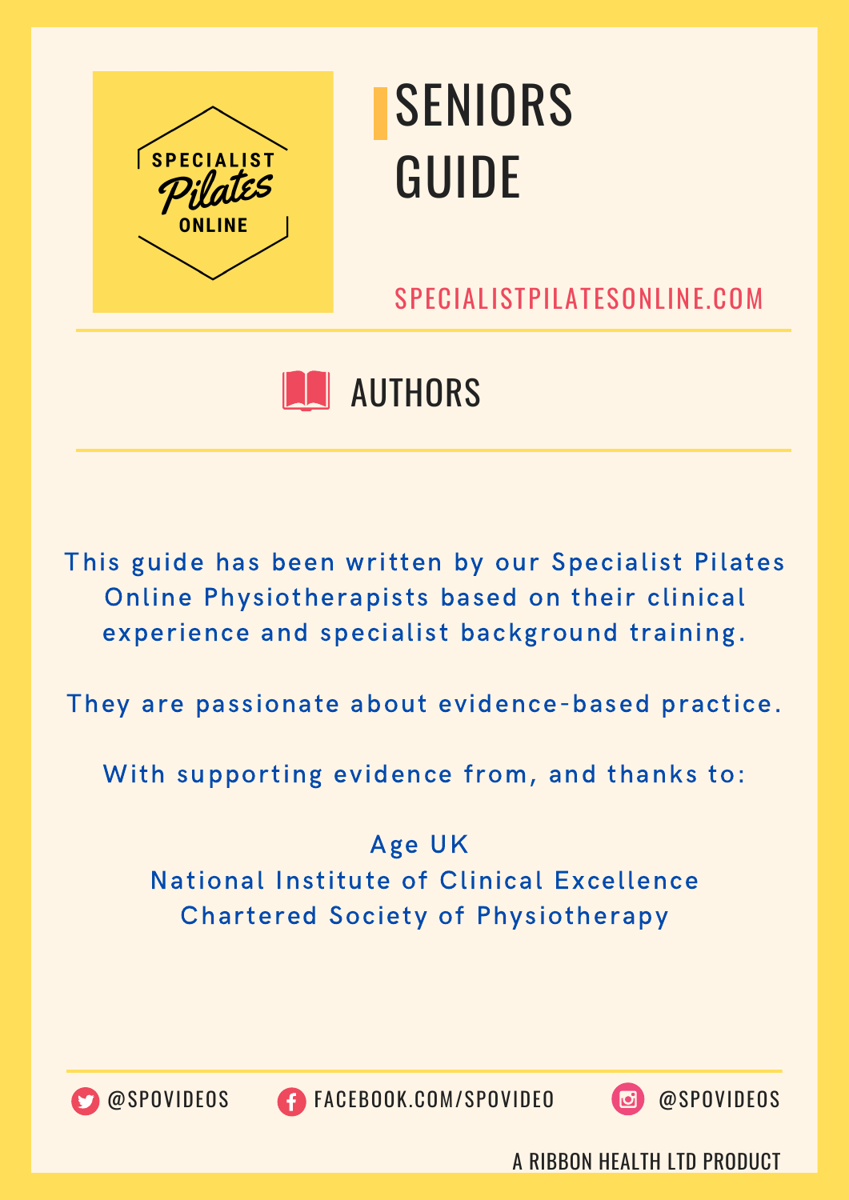SPECIALIST Pilates ONLINE

# SENIORS GUIDE

SPECIALISTPILATESONLINE.COM

## AUTHORS

This guide has been written by our Specialist Pilates Online Physiotherapists based on their clinical experience and specialist background training.

They are passionate about evidence-based practice.

With supporting evidence from, and thanks to:

Age UK
National Institute of Clinical Excellence
Chartered Society of Physiotherapy

@SPOVIDEOS FACEBOOK.COM/SPOVIDEO @SPOVIDEOS

A RIBBON HEALTH LTD PRODUCT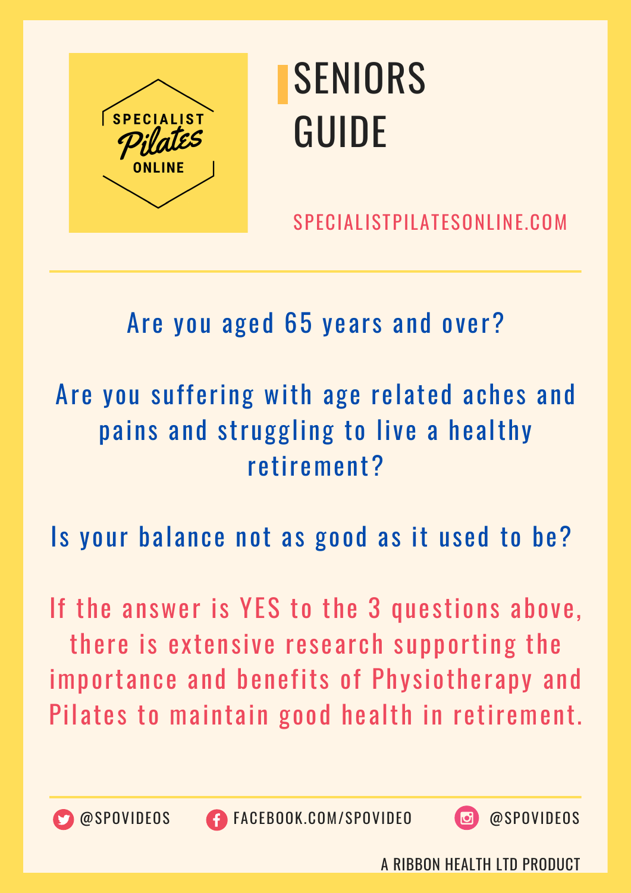SPECIALIST Pilates ONLINE

# SENIORS GUIDE

SPECIALISTPILATESONLINE.COM

---

Are you aged 65 years and over?

Are you suffering with age related aches and pains and struggling to live a healthy retirement?

Is your balance not as good as it used to be?

If the answer is YES to the 3 questions above, there is extensive research supporting the importance and benefits of Physiotherapy and Pilates to maintain good health in retirement.

---

@SPOVIDEOS | FACEBOOK.COM/SPOVIDEO | @SPOVIDEOS

A RIBBON HEALTH LTD PRODUCT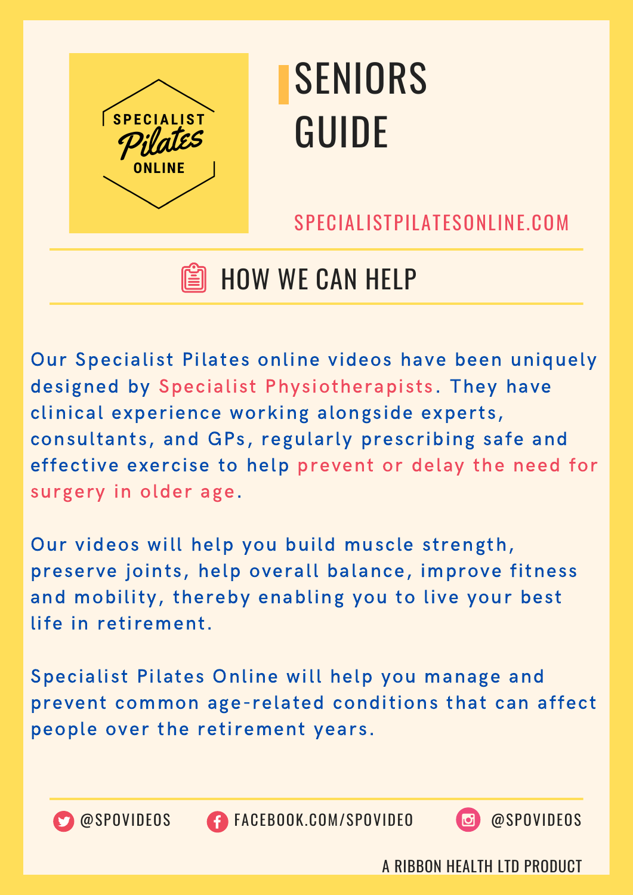SPECIALIST Pilates ONLINE

# SENIORS GUIDE

SPECIALISTPILATESONLINE.COM

## HOW WE CAN HELP

Our Specialist Pilates online videos have been uniquely designed by Specialist Physiotherapists. They have clinical experience working alongside experts, consultants, and GPs, regularly prescribing safe and effective exercise to help prevent or delay the need for surgery in older age.

Our videos will help you build muscle strength, preserve joints, help overall balance, improve fitness and mobility, thereby enabling you to live your best life in retirement.

Specialist Pilates Online will help you manage and prevent common age-related conditions that can affect people over the retirement years.

@SPOVIDEOS FACEBOOK.COM/SPOVIDEO @SPOVIDEOS

A RIBBON HEALTH LTD PRODUCT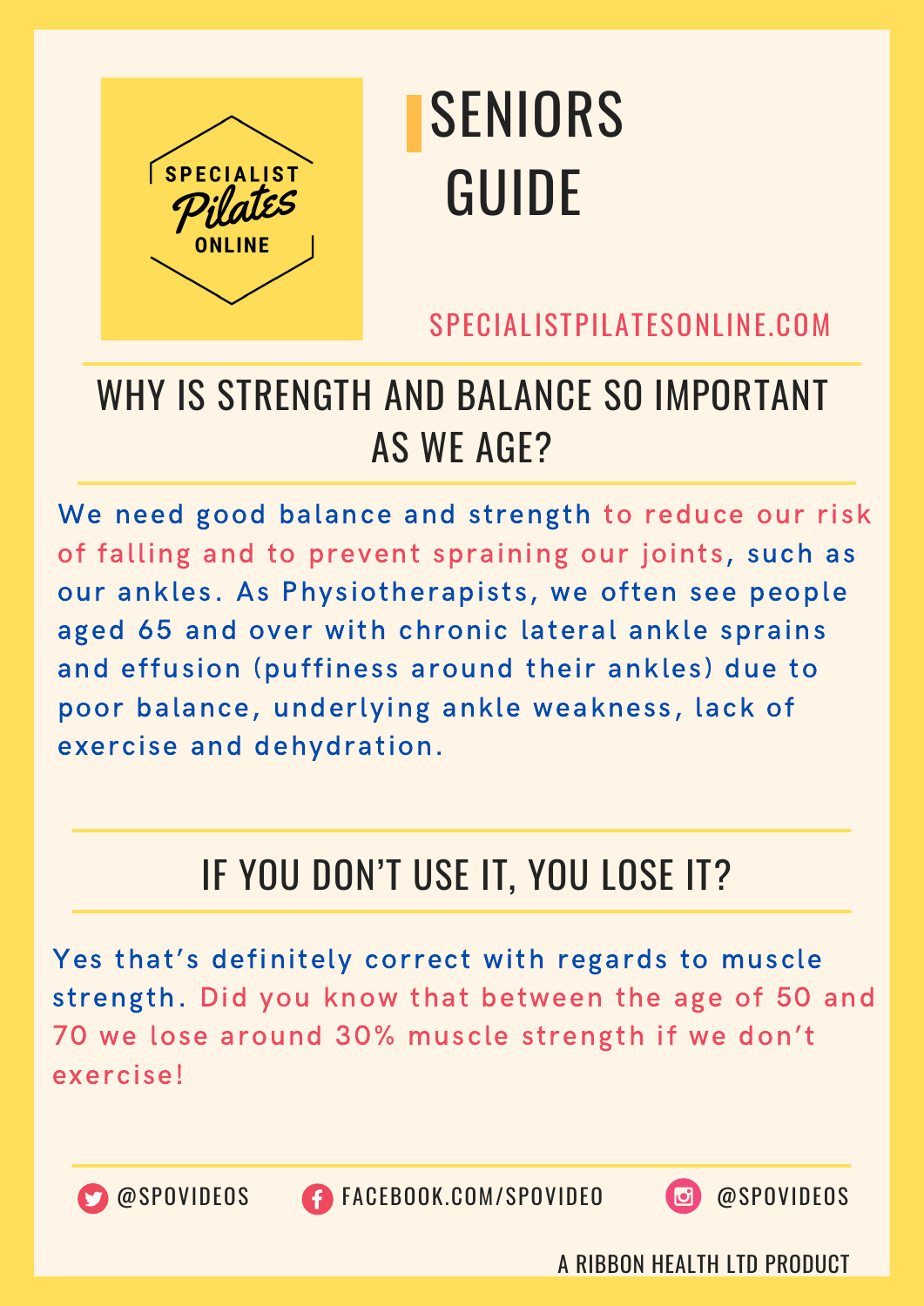SPECIALIST Pilates ONLINE

# SENIORS GUIDE

SPECIALISTPILATESONLINE.COM

## WHY IS STRENGTH AND BALANCE SO IMPORTANT AS WE AGE?

We need good balance and strength to reduce our risk of falling and to prevent spraining our joints, such as our ankles. As Physiotherapists, we often see people aged 65 and over with chronic lateral ankle sprains and effusion (puffiness around their ankles) due to poor balance, underlying ankle weakness, lack of exercise and dehydration.

## IF YOU DON'T USE IT, YOU LOSE IT?

Yes that's definitely correct with regards to muscle strength. Did you know that between the age of 50 and 70 we lose around 30% muscle strength if we don't exercise!

@SPOVIDEOS FACEBOOK.COM/SPOVIDEO @SPOVIDEOS

A RIBBON HEALTH LTD PRODUCT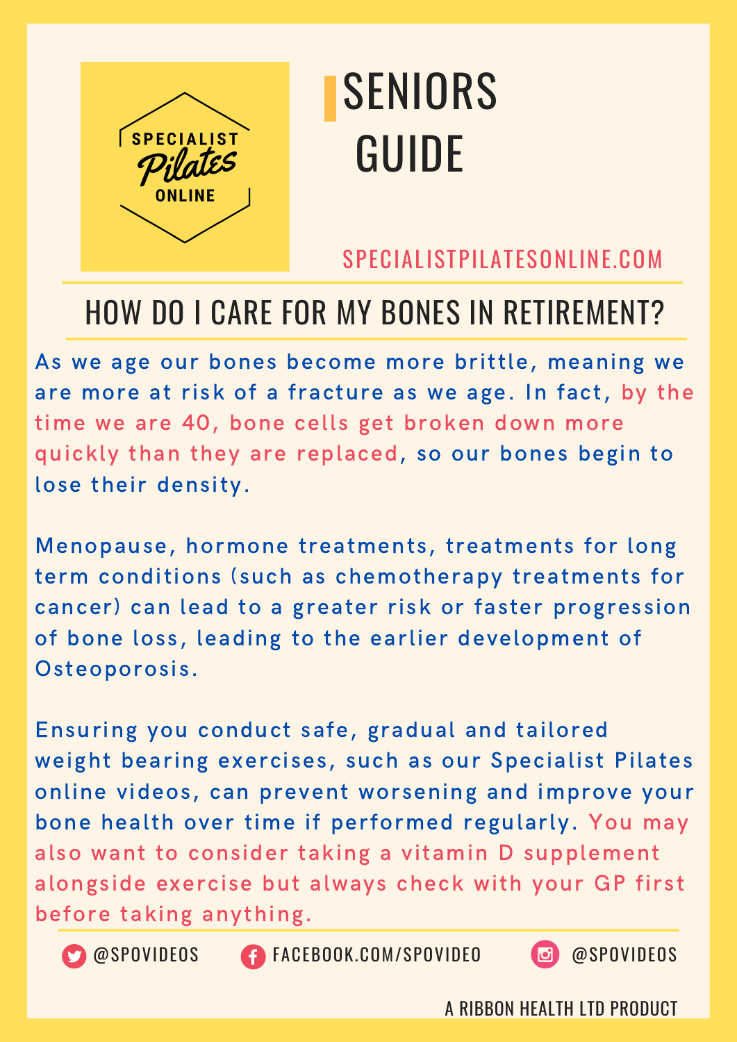SPECIALIST Pilates ONLINE

# SENIORS GUIDE

SPECIALISTPILATESONLINE.COM

## HOW DO I CARE FOR MY BONES IN RETIREMENT?

As we age our bones become more brittle, meaning we are more at risk of a fracture as we age. In fact, by the time we are 40, bone cells get broken down more quickly than they are replaced, so our bones begin to lose their density.

Menopause, hormone treatments, treatments for long term conditions (such as chemotherapy treatments for cancer) can lead to a greater risk or faster progression of bone loss, leading to the earlier development of Osteoporosis.

Ensuring you conduct safe, gradual and tailored weight bearing exercises, such as our Specialist Pilates online videos, can prevent worsening and improve your bone health over time if performed regularly. You may also want to consider taking a vitamin D supplement alongside exercise but always check with your GP first before taking anything.

@SPOVIDEOS FACEBOOK.COM/SPOVIDEO @SPOVIDEOS

A RIBBON HEALTH LTD PRODUCT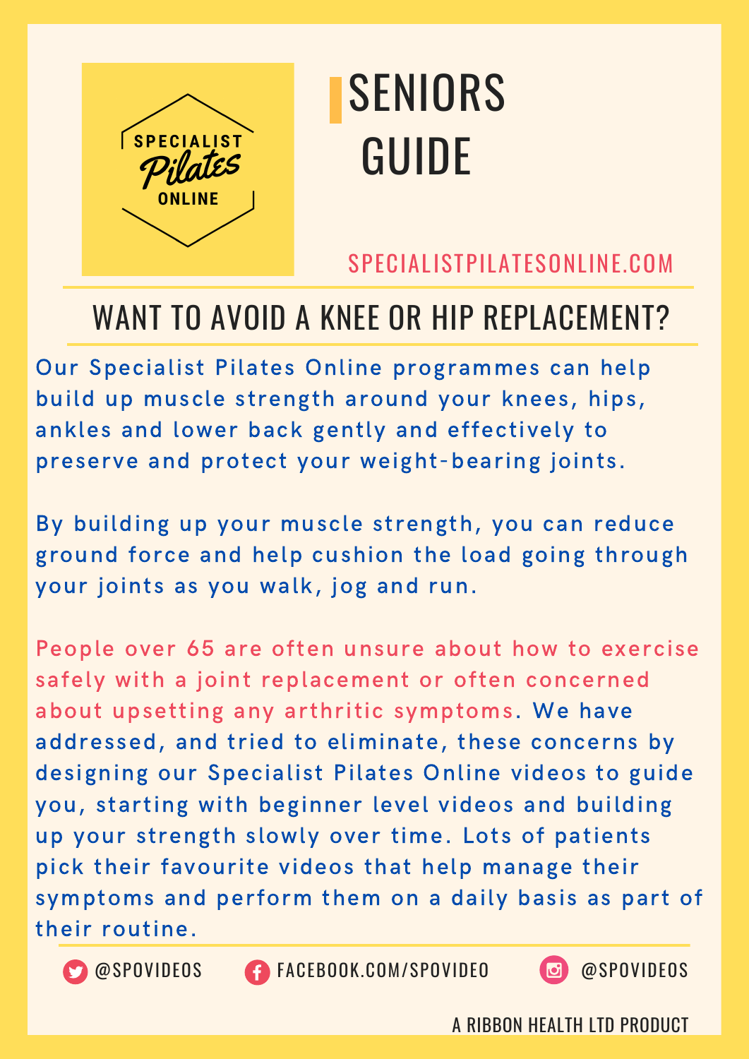SPECIALIST Pilates ONLINE

# SENIORS GUIDE

SPECIALISTPILATESONLINE.COM

## WANT TO AVOID A KNEE OR HIP REPLACEMENT?

Our Specialist Pilates Online programmes can help build up muscle strength around your knees, hips, ankles and lower back gently and effectively to preserve and protect your weight-bearing joints.

By building up your muscle strength, you can reduce ground force and help cushion the load going through your joints as you walk, jog and run.

People over 65 are often unsure about how to exercise safely with a joint replacement or often concerned about upsetting any arthritic symptoms. We have addressed, and tried to eliminate, these concerns by designing our Specialist Pilates Online videos to guide you, starting with beginner level videos and building up your strength slowly over time. Lots of patients pick their favourite videos that help manage their symptoms and perform them on a daily basis as part of their routine.

@SPOVIDEOS FACEBOOK.COM/SPOVIDEO @SPOVIDEOS

A RIBBON HEALTH LTD PRODUCT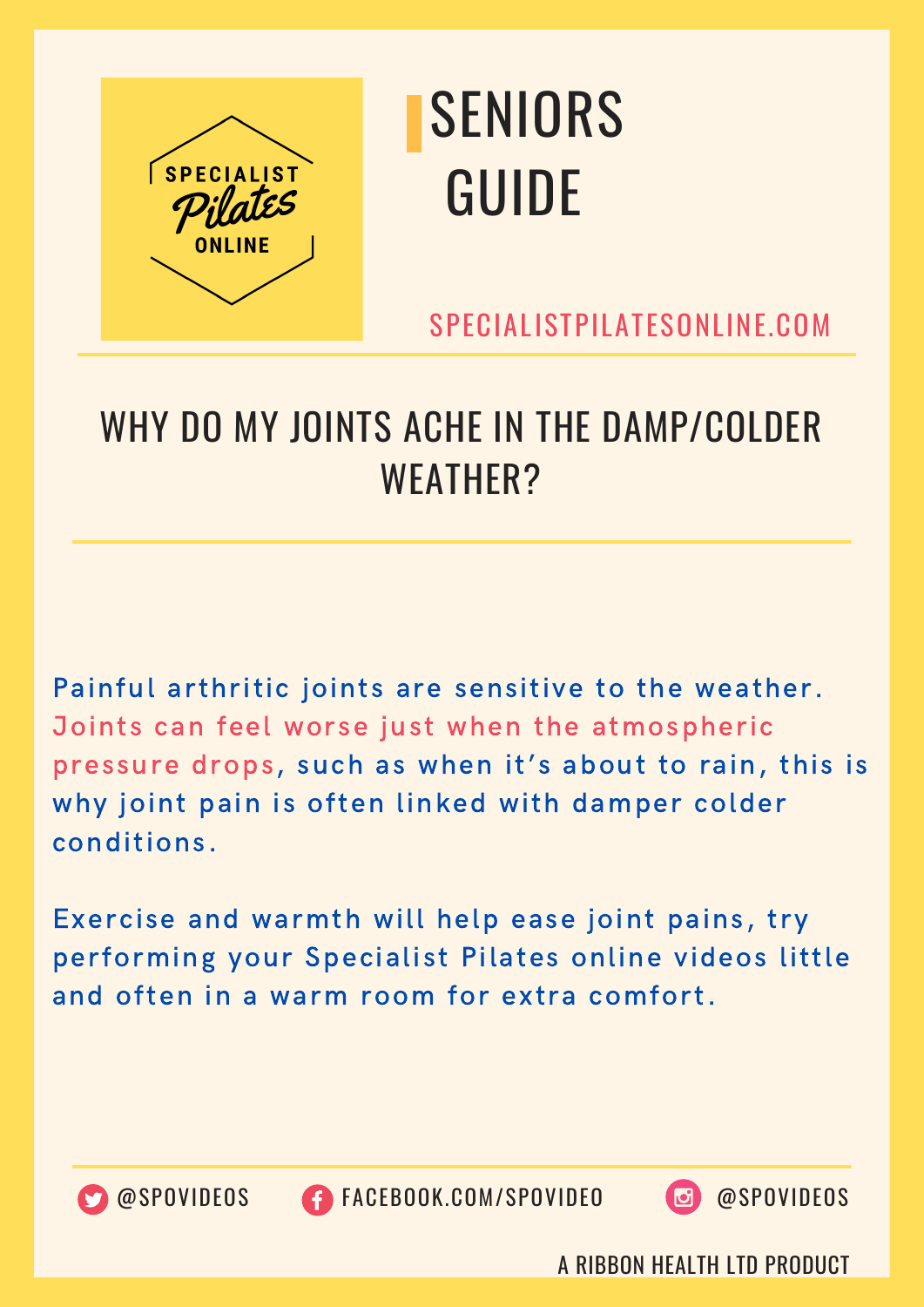SPECIALIST Pilates ONLINE

# SENIORS GUIDE

SPECIALISTPILATESONLINE.COM

## WHY DO MY JOINTS ACHE IN THE DAMP/COLDER WEATHER?

Painful arthritic joints are sensitive to the weather. Joints can feel worse just when the atmospheric pressure drops, such as when it's about to rain, this is why joint pain is often linked with damper colder conditions.

Exercise and warmth will help ease joint pains, try performing your Specialist Pilates online videos little and often in a warm room for extra comfort.

@SPOVIDEOS FACEBOOK.COM/SPOVIDEO @SPOVIDEOS

A RIBBON HEALTH LTD PRODUCT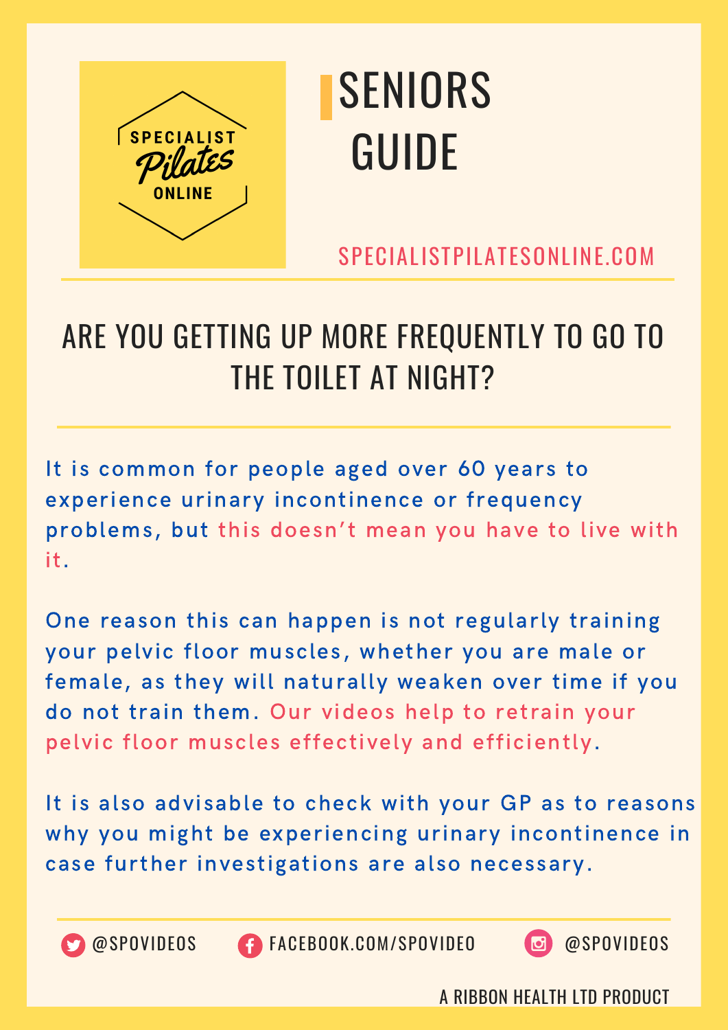SPECIALIST Pilates ONLINE

# SENIORS GUIDE

SPECIALISTPILATESONLINE.COM

## ARE YOU GETTING UP MORE FREQUENTLY TO GO TO THE TOILET AT NIGHT?

It is common for people aged over 60 years to experience urinary incontinence or frequency problems, but this doesn't mean you have to live with it.

One reason this can happen is not regularly training your pelvic floor muscles, whether you are male or female, as they will naturally weaken over time if you do not train them. Our videos help to retrain your pelvic floor muscles effectively and efficiently.

It is also advisable to check with your GP as to reasons why you might be experiencing urinary incontinence in case further investigations are also necessary.

@SPOVIDEOS FACEBOOK.COM/SPOVIDEO @SPOVIDEOS

A RIBBON HEALTH LTD PRODUCT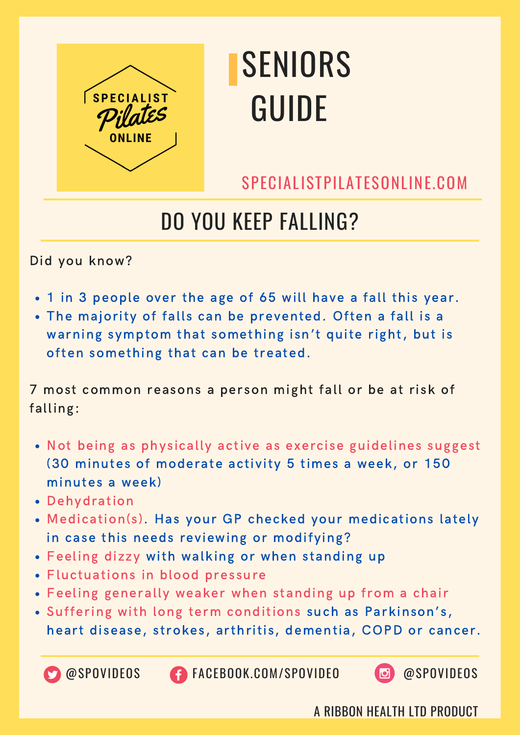SPECIALIST Pilates ONLINE

# SENIORS GUIDE

SPECIALISTPILATESONLINE.COM

## DO YOU KEEP FALLING?

Did you know?

- 1 in 3 people over the age of 65 will have a fall this year.
- The majority of falls can be prevented. Often a fall is a warning symptom that something isn't quite right, but is often something that can be treated.

7 most common reasons a person might fall or be at risk of falling:

- Not being as physically active as exercise guidelines suggest (30 minutes of moderate activity 5 times a week, or 150 minutes a week)
- Dehydration
- Medication(s). Has your GP checked your medications lately in case this needs reviewing or modifying?
- Feeling dizzy with walking or when standing up
- Fluctuations in blood pressure
- Feeling generally weaker when standing up from a chair
- Suffering with long term conditions such as Parkinson's, heart disease, strokes, arthritis, dementia, COPD or cancer.

@SPOVIDEOS FACEBOOK.COM/SPOVIDEO @SPOVIDEOS

A RIBBON HEALTH LTD PRODUCT